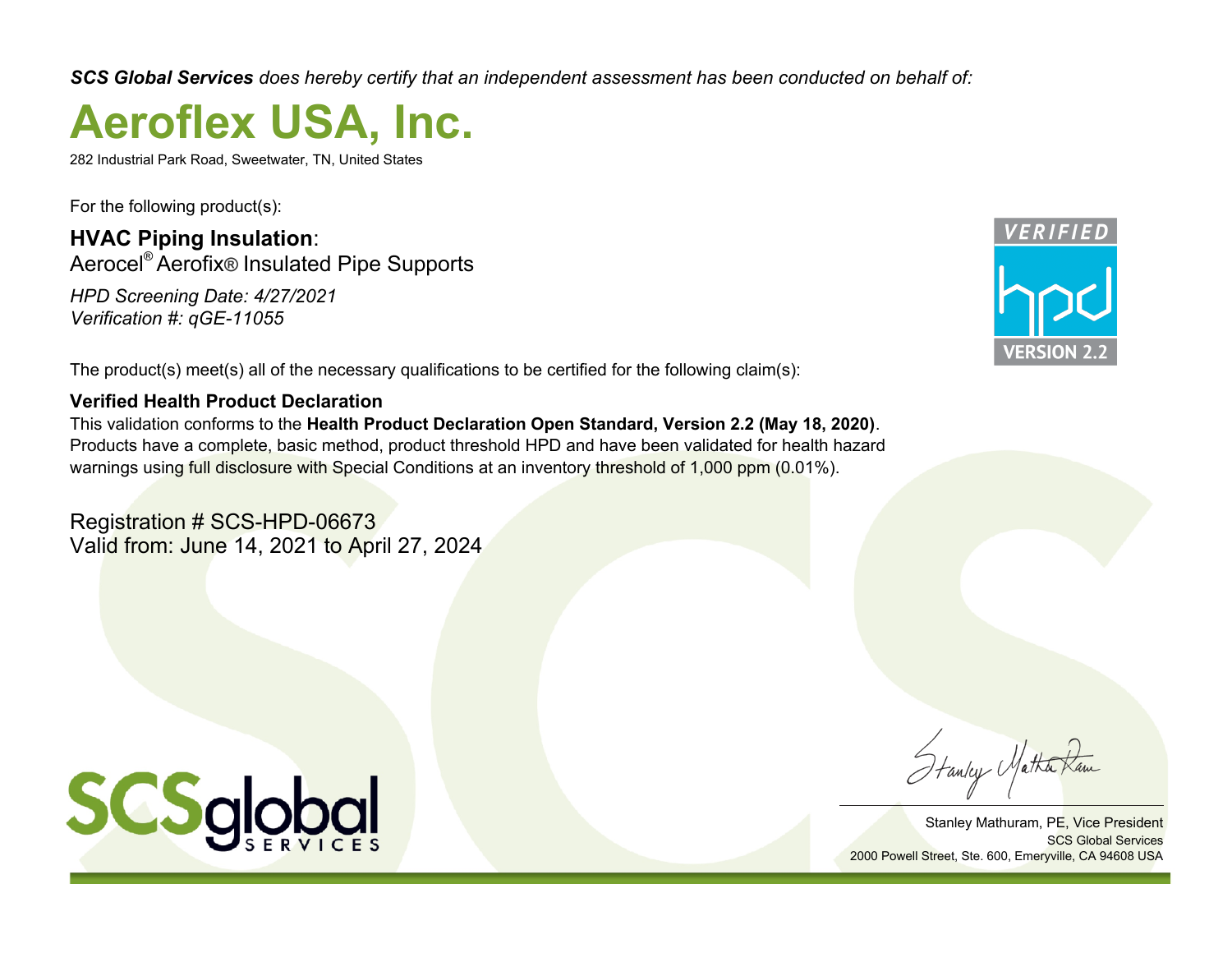***SCS Global Services** does hereby certify that an independent assessment has been conducted on behalf of:*

# Aeroflex USA, Inc.

282 Industrial Park Road, Sweetwater, TN, United States

For the following product(s):

**HVAC Piping Insulation**:
Aerocel® Aerofix® Insulated Pipe Supports

*HPD Screening Date: 4/27/2021*
*Verification #: qGE-11055*

VERIFIED hpd VERSION 2.2

The product(s) meet(s) all of the necessary qualifications to be certified for the following claim(s):

**Verified Health Product Declaration**
This validation conforms to the **Health Product Declaration Open Standard, Version 2.2 (May 18, 2020)**. Products have a complete, basic method, product threshold HPD and have been validated for health hazard warnings using full disclosure with Special Conditions at an inventory threshold of 1,000 ppm (0.01%).

Registration # SCS-HPD-06673
Valid from: June 14, 2021 to April 27, 2024

SCSglobal SERVICES

Stanley Mathuram, PE, Vice President
SCS Global Services
2000 Powell Street, Ste. 600, Emeryville, CA 94608 USA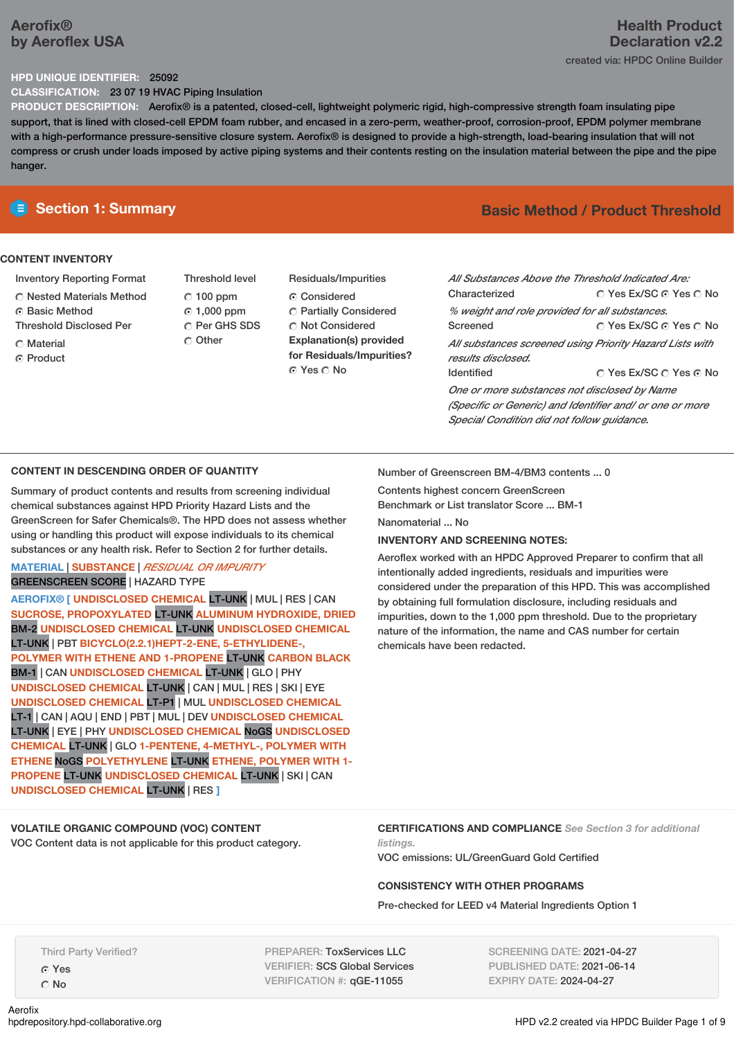Aerofix®
by Aeroflex USA

# Health Product Declaration v2.2

created via: HPDC Online Builder

**HPD UNIQUE IDENTIFIER:** 25092

**CLASSIFICATION:** 23 07 19 HVAC Piping Insulation

**PRODUCT DESCRIPTION:** Aerofix® is a patented, closed-cell, lightweight polymeric rigid, high-compressive strength foam insulating pipe support, that is lined with closed-cell EPDM foam rubber, and encased in a zero-perm, weather-proof, corrosion-proof, EPDM polymer membrane with a high-performance pressure-sensitive closure system. Aerofix® is designed to provide a high-strength, load-bearing insulation that will not compress or crush under loads imposed by active piping systems and their contents resting on the insulation material between the pipe and the pipe hanger.

## Section 1: Summary

**Basic Method / Product Threshold**

### CONTENT INVENTORY

Inventory Reporting Format
- ○ Nested Materials Method
- ◉ Basic Method

Threshold Disclosed Per
- ○ Material
- ◉ Product

Threshold level
- ○ 100 ppm
- ◉ 1,000 ppm
- ○ Per GHS SDS
- ○ Other

Residuals/Impurities
- ◉ Considered
- ○ Partially Considered
- ○ Not Considered

**Explanation(s) provided for Residuals/Impurities?**
◉ Yes ○ No

*All Substances Above the Threshold Indicated Are:*

Characterized ○ Yes Ex/SC ◉ Yes ○ No
*% weight and role provided for all substances.*

Screened ○ Yes Ex/SC ◉ Yes ○ No
*All substances screened using Priority Hazard Lists with results disclosed.*

Identified ○ Yes Ex/SC ○ Yes ◉ No
*One or more substances not disclosed by Name (Specific or Generic) and Identifier and/ or one or more Special Condition did not follow guidance.*

### CONTENT IN DESCENDING ORDER OF QUANTITY

Summary of product contents and results from screening individual chemical substances against HPD Priority Hazard Lists and the GreenScreen for Safer Chemicals®. The HPD does not assess whether using or handling this product will expose individuals to its chemical substances or any health risk. Refer to Section 2 for further details.

MATERIAL | SUBSTANCE | *RESIDUAL OR IMPURITY*
GREENSCREEN SCORE | HAZARD TYPE

**AEROFIX® [ UNDISCLOSED CHEMICAL** LT-UNK | MUL | RES | CAN **SUCROSE, PROPOXYLATED** LT-UNK **ALUMINUM HYDROXIDE, DRIED** BM-2 **UNDISCLOSED CHEMICAL** LT-UNK **UNDISCLOSED CHEMICAL** LT-UNK | PBT **BICYCLO(2.2.1)HEPT-2-ENE, 5-ETHYLIDENE-, POLYMER WITH ETHENE AND 1-PROPENE** LT-UNK **CARBON BLACK** BM-1 | CAN **UNDISCLOSED CHEMICAL** LT-UNK | GLO | PHY **UNDISCLOSED CHEMICAL** LT-UNK | CAN | MUL | RES | SKI | EYE **UNDISCLOSED CHEMICAL** LT-P1 | MUL **UNDISCLOSED CHEMICAL** LT-1 | CAN | AQU | END | PBT | MUL | DEV **UNDISCLOSED CHEMICAL** LT-UNK | EYE | PHY **UNDISCLOSED CHEMICAL** NoGS **UNDISCLOSED CHEMICAL** LT-UNK | GLO **1-PENTENE, 4-METHYL-, POLYMER WITH ETHENE** NoGS **POLYETHYLENE** LT-UNK **ETHENE, POLYMER WITH 1-PROPENE** LT-UNK **UNDISCLOSED CHEMICAL** LT-UNK | SKI | CAN **UNDISCLOSED CHEMICAL** LT-UNK | RES ]

Number of Greenscreen BM-4/BM3 contents ... 0

Contents highest concern GreenScreen Benchmark or List translator Score ... BM-1

Nanomaterial ... No

**INVENTORY AND SCREENING NOTES:**

Aeroflex worked with an HPDC Approved Preparer to confirm that all intentionally added ingredients, residuals and impurities were considered under the preparation of this HPD. This was accomplished by obtaining full formulation disclosure, including residuals and impurities, down to the 1,000 ppm threshold. Due to the proprietary nature of the information, the name and CAS number for certain chemicals have been redacted.

### VOLATILE ORGANIC COMPOUND (VOC) CONTENT

VOC Content data is not applicable for this product category.

### CERTIFICATIONS AND COMPLIANCE *See Section 3 for additional listings.*

VOC emissions: UL/GreenGuard Gold Certified

### CONSISTENCY WITH OTHER PROGRAMS

Pre-checked for LEED v4 Material Ingredients Option 1

Third Party Verified?
- ◉ Yes
- ○ No

PREPARER: ToxServices LLC
VERIFIER: SCS Global Services
VERIFICATION #: qGE-11055

SCREENING DATE: 2021-04-27
PUBLISHED DATE: 2021-06-14
EXPIRY DATE: 2024-04-27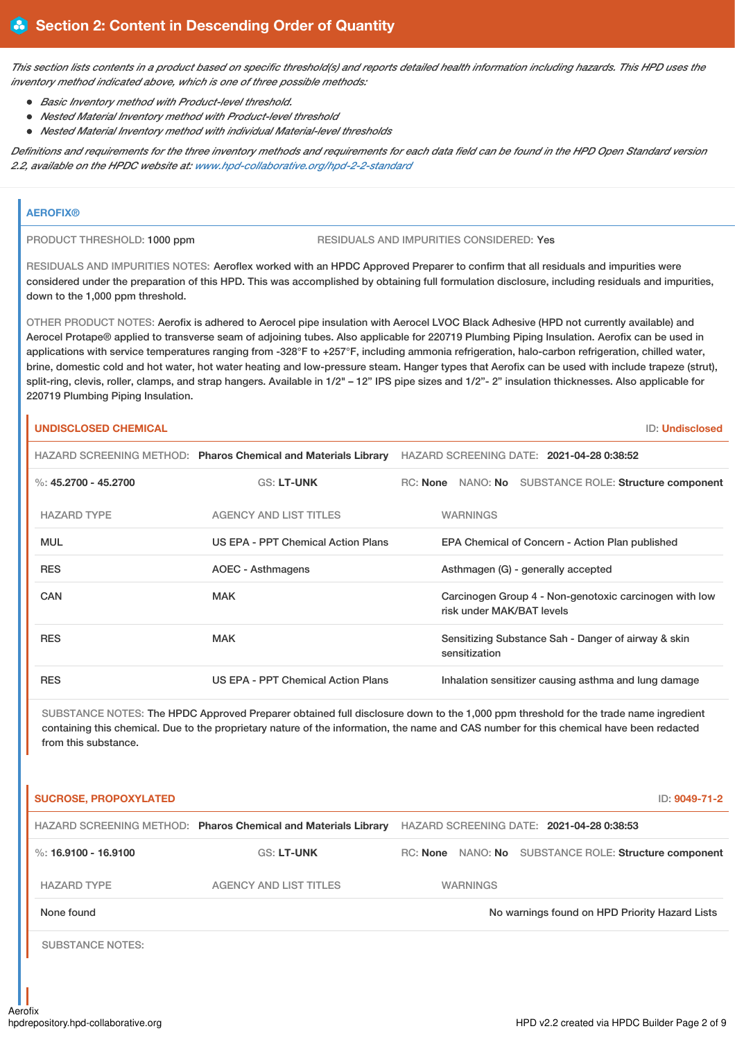## Section 2: Content in Descending Order of Quantity

*This section lists contents in a product based on specific threshold(s) and reports detailed health information including hazards. This HPD uses the inventory method indicated above, which is one of three possible methods:*

- *Basic Inventory method with Product-level threshold.*
- *Nested Material Inventory method with Product-level threshold*
- *Nested Material Inventory method with individual Material-level thresholds*

*Definitions and requirements for the three inventory methods and requirements for each data field can be found in the HPD Open Standard version 2.2, available on the HPDC website at: www.hpd-collaborative.org/hpd-2-2-standard*

### AEROFIX®

PRODUCT THRESHOLD: 1000 ppm

RESIDUALS AND IMPURITIES CONSIDERED: Yes

RESIDUALS AND IMPURITIES NOTES: Aeroflex worked with an HPDC Approved Preparer to confirm that all residuals and impurities were considered under the preparation of this HPD. This was accomplished by obtaining full formulation disclosure, including residuals and impurities, down to the 1,000 ppm threshold.

OTHER PRODUCT NOTES: Aerofix is adhered to Aerocel pipe insulation with Aerocel LVOC Black Adhesive (HPD not currently available) and Aerocel Protape® applied to transverse seam of adjoining tubes. Also applicable for 220719 Plumbing Piping Insulation. Aerofix can be used in applications with service temperatures ranging from -328°F to +257°F, including ammonia refrigeration, halo-carbon refrigeration, chilled water, brine, domestic cold and hot water, hot water heating and low-pressure steam. Hanger types that Aerofix can be used with include trapeze (strut), split-ring, clevis, roller, clamps, and strap hangers. Available in 1/2" – 12" IPS pipe sizes and 1/2"- 2" insulation thicknesses. Also applicable for 220719 Plumbing Piping Insulation.

#### UNDISCLOSED CHEMICAL

ID: Undisclosed

HAZARD SCREENING METHOD: **Pharos Chemical and Materials Library** HAZARD SCREENING DATE: **2021-04-28 0:38:52**

%: **45.2700 - 45.2700** GS: **LT-UNK** RC: **None** NANO: **No** SUBSTANCE ROLE: **Structure component**

| HAZARD TYPE | AGENCY AND LIST TITLES | WARNINGS |
|---|---|---|
| MUL | US EPA - PPT Chemical Action Plans | EPA Chemical of Concern - Action Plan published |
| RES | AOEC - Asthmagens | Asthmagen (G) - generally accepted |
| CAN | MAK | Carcinogen Group 4 - Non-genotoxic carcinogen with low risk under MAK/BAT levels |
| RES | MAK | Sensitizing Substance Sah - Danger of airway & skin sensitization |
| RES | US EPA - PPT Chemical Action Plans | Inhalation sensitizer causing asthma and lung damage |

SUBSTANCE NOTES: The HPDC Approved Preparer obtained full disclosure down to the 1,000 ppm threshold for the trade name ingredient containing this chemical. Due to the proprietary nature of the information, the name and CAS number for this chemical have been redacted from this substance.

#### SUCROSE, PROPOXYLATED

ID: 9049-71-2

HAZARD SCREENING METHOD: **Pharos Chemical and Materials Library** HAZARD SCREENING DATE: **2021-04-28 0:38:53**

%: **16.9100 - 16.9100** GS: **LT-UNK** RC: **None** NANO: **No** SUBSTANCE ROLE: **Structure component**

| HAZARD TYPE | AGENCY AND LIST TITLES | WARNINGS |
|---|---|---|
| None found | | No warnings found on HPD Priority Hazard Lists |

SUBSTANCE NOTES: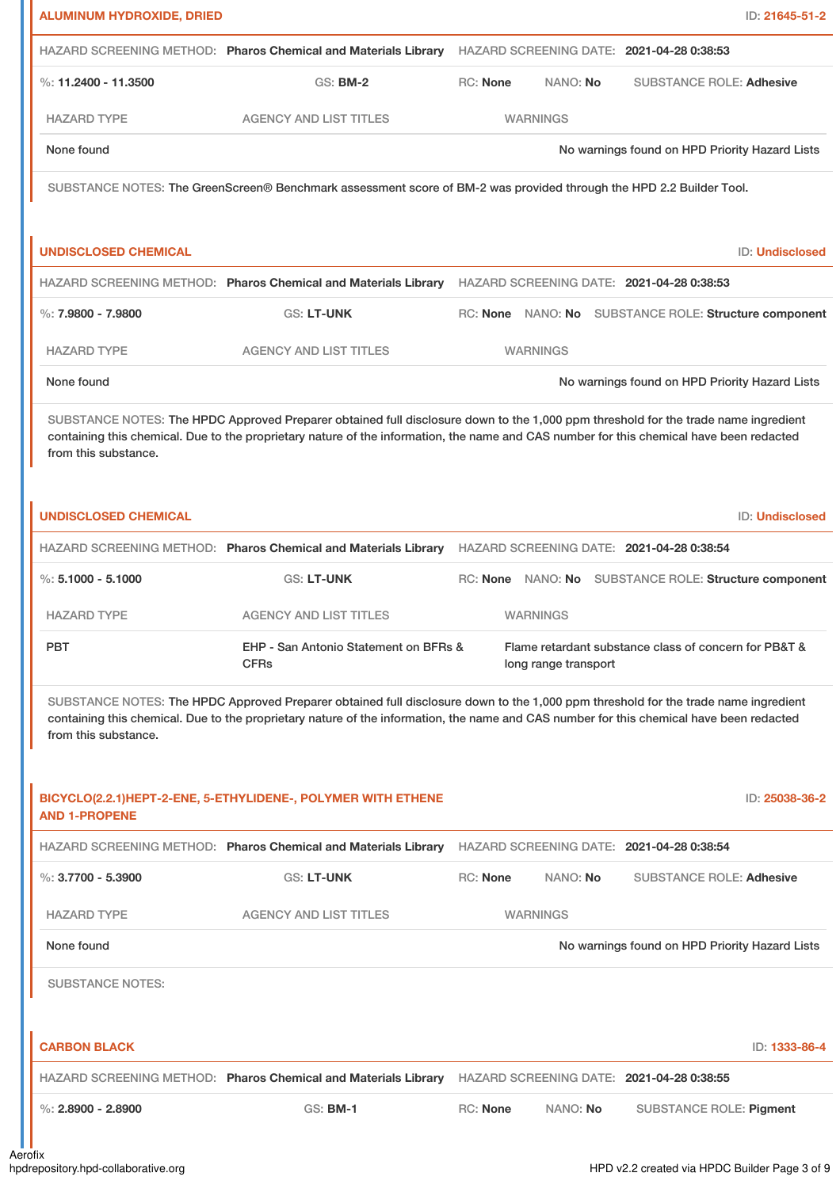## ALUMINUM HYDROXIDE, DRIED

ID: 21645-51-2

HAZARD SCREENING METHOD: **Pharos Chemical and Materials Library** HAZARD SCREENING DATE: **2021-04-28 0:38:53**

%: **11.2400 - 11.3500** GS: **BM-2** RC: **None** NANO: **No** SUBSTANCE ROLE: **Adhesive**

| HAZARD TYPE | AGENCY AND LIST TITLES | WARNINGS |
| --- | --- | --- |
| None found | | No warnings found on HPD Priority Hazard Lists |

SUBSTANCE NOTES: The GreenScreen® Benchmark assessment score of BM-2 was provided through the HPD 2.2 Builder Tool.

## UNDISCLOSED CHEMICAL

ID: Undisclosed

HAZARD SCREENING METHOD: **Pharos Chemical and Materials Library** HAZARD SCREENING DATE: **2021-04-28 0:38:53**

%: **7.9800 - 7.9800** GS: **LT-UNK** RC: **None** NANO: **No** SUBSTANCE ROLE: **Structure component**

| HAZARD TYPE | AGENCY AND LIST TITLES | WARNINGS |
| --- | --- | --- |
| None found | | No warnings found on HPD Priority Hazard Lists |

SUBSTANCE NOTES: The HPDC Approved Preparer obtained full disclosure down to the 1,000 ppm threshold for the trade name ingredient containing this chemical. Due to the proprietary nature of the information, the name and CAS number for this chemical have been redacted from this substance.

## UNDISCLOSED CHEMICAL

ID: Undisclosed

HAZARD SCREENING METHOD: **Pharos Chemical and Materials Library** HAZARD SCREENING DATE: **2021-04-28 0:38:54**

%: **5.1000 - 5.1000** GS: **LT-UNK** RC: **None** NANO: **No** SUBSTANCE ROLE: **Structure component**

| HAZARD TYPE | AGENCY AND LIST TITLES | WARNINGS |
| --- | --- | --- |
| PBT | EHP - San Antonio Statement on BFRs & CFRs | Flame retardant substance class of concern for PB&T & long range transport |

SUBSTANCE NOTES: The HPDC Approved Preparer obtained full disclosure down to the 1,000 ppm threshold for the trade name ingredient containing this chemical. Due to the proprietary nature of the information, the name and CAS number for this chemical have been redacted from this substance.

## BICYCLO(2.2.1)HEPT-2-ENE, 5-ETHYLIDENE-, POLYMER WITH ETHENE AND 1-PROPENE

ID: 25038-36-2

HAZARD SCREENING METHOD: **Pharos Chemical and Materials Library** HAZARD SCREENING DATE: **2021-04-28 0:38:54**

%: **3.7700 - 5.3900** GS: **LT-UNK** RC: **None** NANO: **No** SUBSTANCE ROLE: **Adhesive**

| HAZARD TYPE | AGENCY AND LIST TITLES | WARNINGS |
| --- | --- | --- |
| None found | | No warnings found on HPD Priority Hazard Lists |

SUBSTANCE NOTES:

## CARBON BLACK

ID: 1333-86-4

HAZARD SCREENING METHOD: **Pharos Chemical and Materials Library** HAZARD SCREENING DATE: **2021-04-28 0:38:55**

%: **2.8900 - 2.8900** GS: **BM-1** RC: **None** NANO: **No** SUBSTANCE ROLE: **Pigment**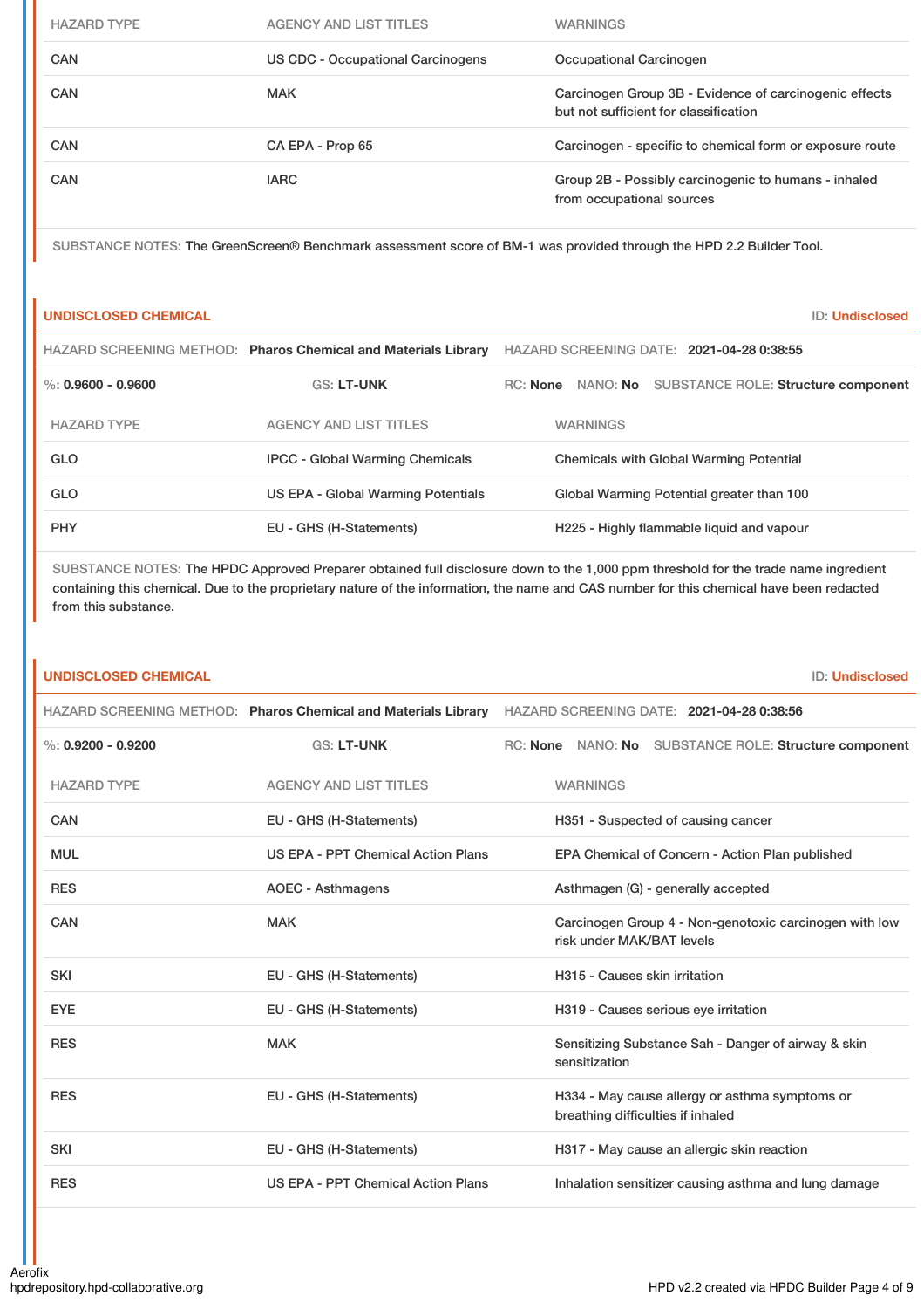| HAZARD TYPE | AGENCY AND LIST TITLES | WARNINGS |
| --- | --- | --- |
| CAN | US CDC - Occupational Carcinogens | Occupational Carcinogen |
| CAN | MAK | Carcinogen Group 3B - Evidence of carcinogenic effects but not sufficient for classification |
| CAN | CA EPA - Prop 65 | Carcinogen - specific to chemical form or exposure route |
| CAN | IARC | Group 2B - Possibly carcinogenic to humans - inhaled from occupational sources |

SUBSTANCE NOTES: The GreenScreen® Benchmark assessment score of BM-1 was provided through the HPD 2.2 Builder Tool.

## UNDISCLOSED CHEMICAL

ID: **Undisclosed**

HAZARD SCREENING METHOD: **Pharos Chemical and Materials Library** HAZARD SCREENING DATE: **2021-04-28 0:38:55**

%: **0.9600 - 0.9600** GS: **LT-UNK** RC: **None** NANO: **No** SUBSTANCE ROLE: **Structure component**

| HAZARD TYPE | AGENCY AND LIST TITLES | WARNINGS |
| --- | --- | --- |
| GLO | IPCC - Global Warming Chemicals | Chemicals with Global Warming Potential |
| GLO | US EPA - Global Warming Potentials | Global Warming Potential greater than 100 |
| PHY | EU - GHS (H-Statements) | H225 - Highly flammable liquid and vapour |

SUBSTANCE NOTES: The HPDC Approved Preparer obtained full disclosure down to the 1,000 ppm threshold for the trade name ingredient containing this chemical. Due to the proprietary nature of the information, the name and CAS number for this chemical have been redacted from this substance.

## UNDISCLOSED CHEMICAL

ID: **Undisclosed**

HAZARD SCREENING METHOD: **Pharos Chemical and Materials Library** HAZARD SCREENING DATE: **2021-04-28 0:38:56**

%: **0.9200 - 0.9200** GS: **LT-UNK** RC: **None** NANO: **No** SUBSTANCE ROLE: **Structure component**

| HAZARD TYPE | AGENCY AND LIST TITLES | WARNINGS |
| --- | --- | --- |
| CAN | EU - GHS (H-Statements) | H351 - Suspected of causing cancer |
| MUL | US EPA - PPT Chemical Action Plans | EPA Chemical of Concern - Action Plan published |
| RES | AOEC - Asthmagens | Asthmagen (G) - generally accepted |
| CAN | MAK | Carcinogen Group 4 - Non-genotoxic carcinogen with low risk under MAK/BAT levels |
| SKI | EU - GHS (H-Statements) | H315 - Causes skin irritation |
| EYE | EU - GHS (H-Statements) | H319 - Causes serious eye irritation |
| RES | MAK | Sensitizing Substance Sah - Danger of airway & skin sensitization |
| RES | EU - GHS (H-Statements) | H334 - May cause allergy or asthma symptoms or breathing difficulties if inhaled |
| SKI | EU - GHS (H-Statements) | H317 - May cause an allergic skin reaction |
| RES | US EPA - PPT Chemical Action Plans | Inhalation sensitizer causing asthma and lung damage |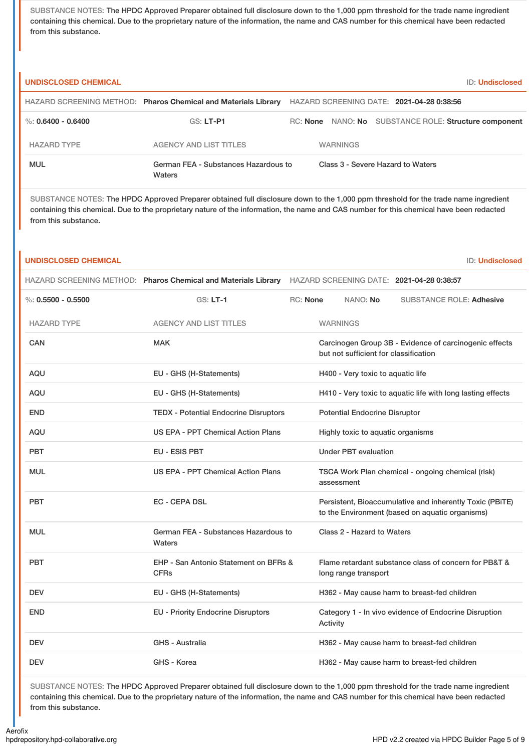SUBSTANCE NOTES: The HPDC Approved Preparer obtained full disclosure down to the 1,000 ppm threshold for the trade name ingredient containing this chemical. Due to the proprietary nature of the information, the name and CAS number for this chemical have been redacted from this substance.

**UNDISCLOSED CHEMICAL** ID: **Undisclosed**

HAZARD SCREENING METHOD: **Pharos Chemical and Materials Library** HAZARD SCREENING DATE: **2021-04-28 0:38:56**

%: **0.6400 - 0.6400** GS: **LT-P1** RC: **None** NANO: **No** SUBSTANCE ROLE: **Structure component**

| HAZARD TYPE | AGENCY AND LIST TITLES | WARNINGS |
|---|---|---|
| MUL | German FEA - Substances Hazardous to Waters | Class 3 - Severe Hazard to Waters |

SUBSTANCE NOTES: The HPDC Approved Preparer obtained full disclosure down to the 1,000 ppm threshold for the trade name ingredient containing this chemical. Due to the proprietary nature of the information, the name and CAS number for this chemical have been redacted from this substance.

**UNDISCLOSED CHEMICAL** ID: **Undisclosed**

HAZARD SCREENING METHOD: **Pharos Chemical and Materials Library** HAZARD SCREENING DATE: **2021-04-28 0:38:57**

%: **0.5500 - 0.5500** GS: **LT-1** RC: **None** NANO: **No** SUBSTANCE ROLE: **Adhesive**

| HAZARD TYPE | AGENCY AND LIST TITLES | WARNINGS |
|---|---|---|
| CAN | MAK | Carcinogen Group 3B - Evidence of carcinogenic effects but not sufficient for classification |
| AQU | EU - GHS (H-Statements) | H400 - Very toxic to aquatic life |
| AQU | EU - GHS (H-Statements) | H410 - Very toxic to aquatic life with long lasting effects |
| END | TEDX - Potential Endocrine Disruptors | Potential Endocrine Disruptor |
| AQU | US EPA - PPT Chemical Action Plans | Highly toxic to aquatic organisms |
| PBT | EU - ESIS PBT | Under PBT evaluation |
| MUL | US EPA - PPT Chemical Action Plans | TSCA Work Plan chemical - ongoing chemical (risk) assessment |
| PBT | EC - CEPA DSL | Persistent, Bioaccumulative and inherently Toxic (PBiTE) to the Environment (based on aquatic organisms) |
| MUL | German FEA - Substances Hazardous to Waters | Class 2 - Hazard to Waters |
| PBT | EHP - San Antonio Statement on BFRs & CFRs | Flame retardant substance class of concern for PB&T & long range transport |
| DEV | EU - GHS (H-Statements) | H362 - May cause harm to breast-fed children |
| END | EU - Priority Endocrine Disruptors | Category 1 - In vivo evidence of Endocrine Disruption Activity |
| DEV | GHS - Australia | H362 - May cause harm to breast-fed children |
| DEV | GHS - Korea | H362 - May cause harm to breast-fed children |

SUBSTANCE NOTES: The HPDC Approved Preparer obtained full disclosure down to the 1,000 ppm threshold for the trade name ingredient containing this chemical. Due to the proprietary nature of the information, the name and CAS number for this chemical have been redacted from this substance.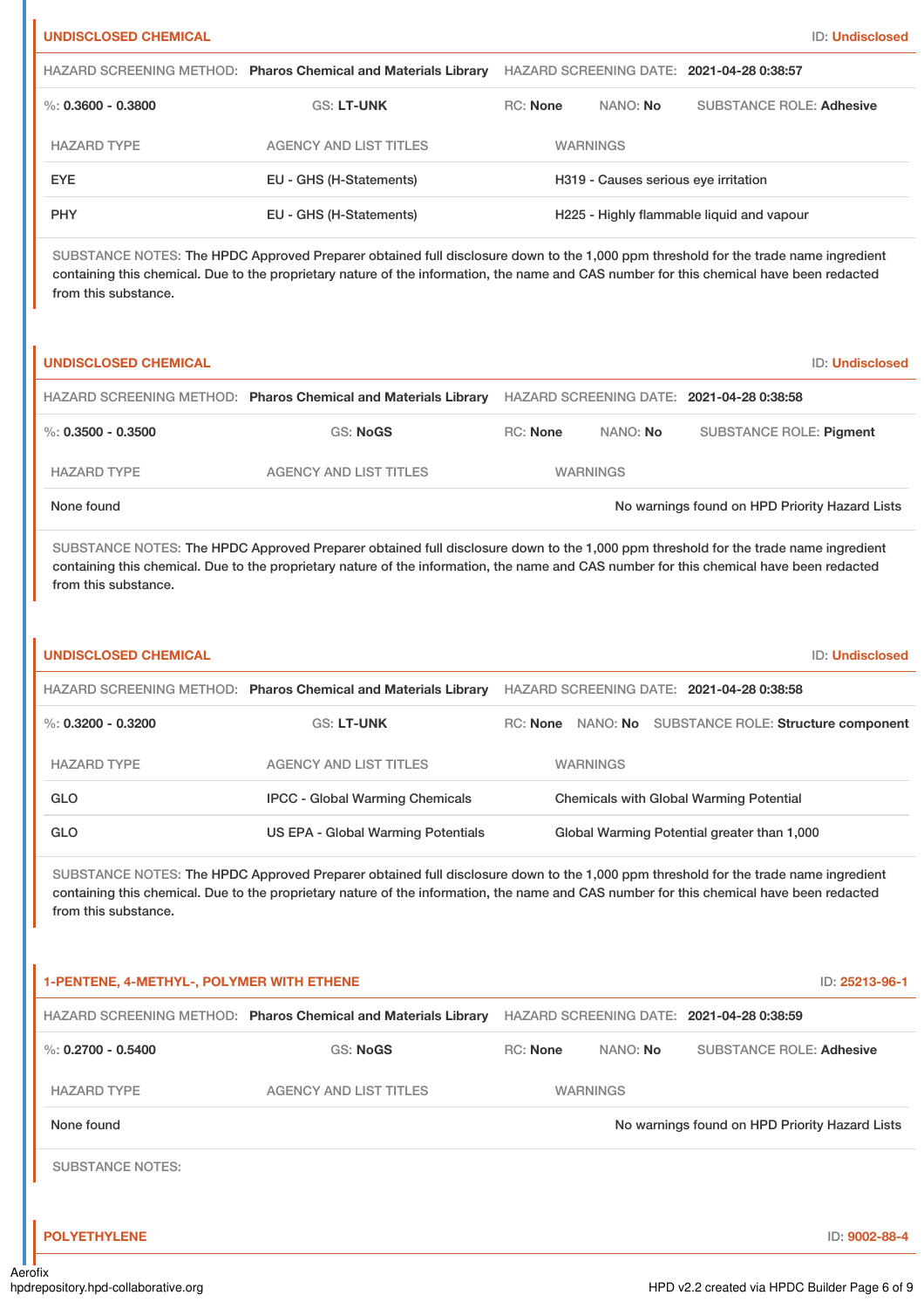### UNDISCLOSED CHEMICAL

ID: **Undisclosed**

HAZARD SCREENING METHOD: **Pharos Chemical and Materials Library** HAZARD SCREENING DATE: **2021-04-28 0:38:57**

%: **0.3600 - 0.3800** GS: **LT-UNK** RC: **None** NANO: **No** SUBSTANCE ROLE: **Adhesive**

| HAZARD TYPE | AGENCY AND LIST TITLES | WARNINGS |
|---|---|---|
| EYE | EU - GHS (H-Statements) | H319 - Causes serious eye irritation |
| PHY | EU - GHS (H-Statements) | H225 - Highly flammable liquid and vapour |

SUBSTANCE NOTES: The HPDC Approved Preparer obtained full disclosure down to the 1,000 ppm threshold for the trade name ingredient containing this chemical. Due to the proprietary nature of the information, the name and CAS number for this chemical have been redacted from this substance.

### UNDISCLOSED CHEMICAL

ID: **Undisclosed**

HAZARD SCREENING METHOD: **Pharos Chemical and Materials Library** HAZARD SCREENING DATE: **2021-04-28 0:38:58**

%: **0.3500 - 0.3500** GS: **NoGS** RC: **None** NANO: **No** SUBSTANCE ROLE: **Pigment**

| HAZARD TYPE | AGENCY AND LIST TITLES | WARNINGS |
|---|---|---|
| None found | | No warnings found on HPD Priority Hazard Lists |

SUBSTANCE NOTES: The HPDC Approved Preparer obtained full disclosure down to the 1,000 ppm threshold for the trade name ingredient containing this chemical. Due to the proprietary nature of the information, the name and CAS number for this chemical have been redacted from this substance.

### UNDISCLOSED CHEMICAL

ID: **Undisclosed**

HAZARD SCREENING METHOD: **Pharos Chemical and Materials Library** HAZARD SCREENING DATE: **2021-04-28 0:38:58**

%: **0.3200 - 0.3200** GS: **LT-UNK** RC: **None** NANO: **No** SUBSTANCE ROLE: **Structure component**

| HAZARD TYPE | AGENCY AND LIST TITLES | WARNINGS |
|---|---|---|
| GLO | IPCC - Global Warming Chemicals | Chemicals with Global Warming Potential |
| GLO | US EPA - Global Warming Potentials | Global Warming Potential greater than 1,000 |

SUBSTANCE NOTES: The HPDC Approved Preparer obtained full disclosure down to the 1,000 ppm threshold for the trade name ingredient containing this chemical. Due to the proprietary nature of the information, the name and CAS number for this chemical have been redacted from this substance.

### 1-PENTENE, 4-METHYL-, POLYMER WITH ETHENE

ID: **25213-96-1**

HAZARD SCREENING METHOD: **Pharos Chemical and Materials Library** HAZARD SCREENING DATE: **2021-04-28 0:38:59**

%: **0.2700 - 0.5400** GS: **NoGS** RC: **None** NANO: **No** SUBSTANCE ROLE: **Adhesive**

| HAZARD TYPE | AGENCY AND LIST TITLES | WARNINGS |
|---|---|---|
| None found | | No warnings found on HPD Priority Hazard Lists |

SUBSTANCE NOTES:

### POLYETHYLENE

ID: **9002-88-4**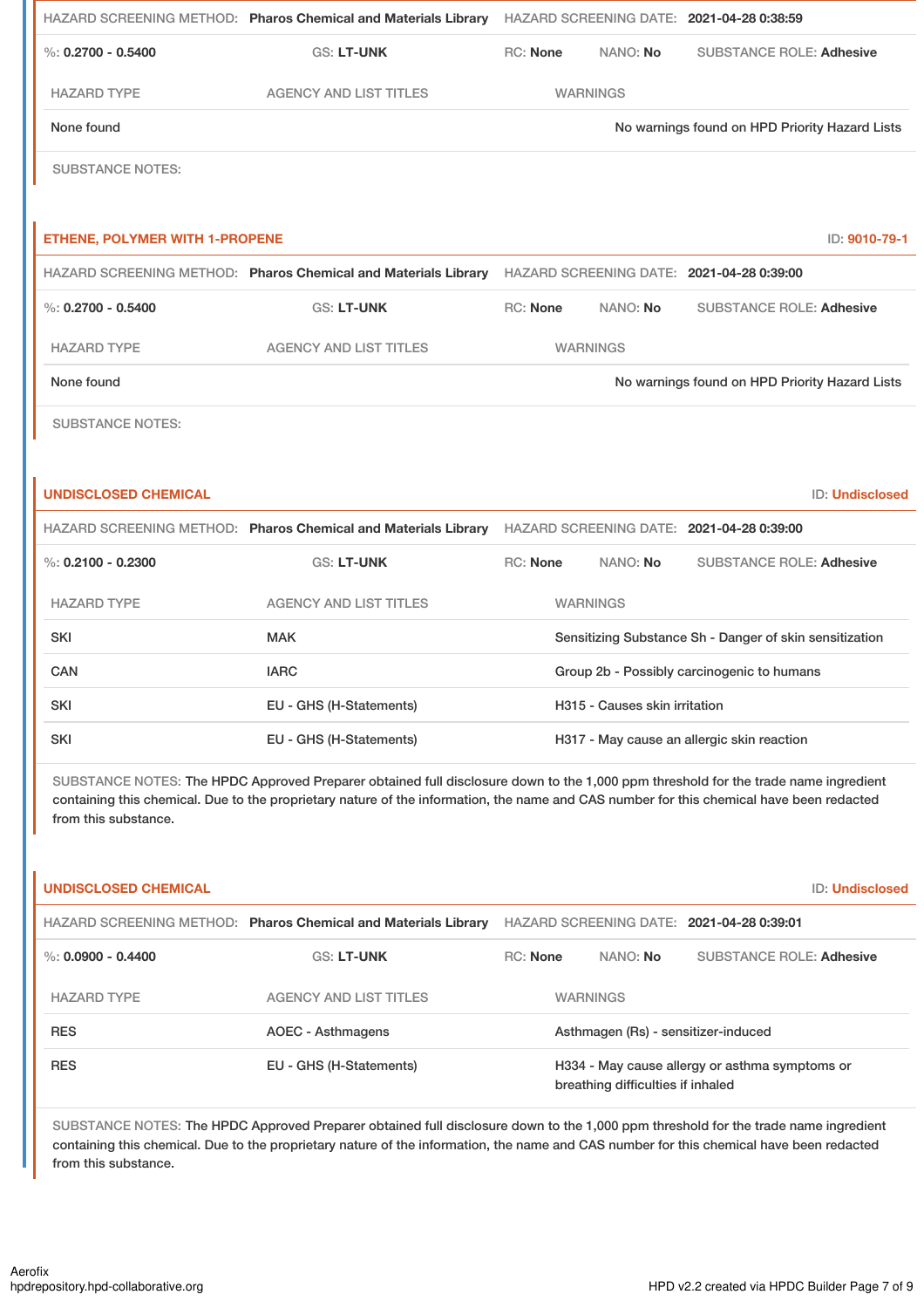| HAZARD SCREENING METHOD: **Pharos Chemical and Materials Library** | | HAZARD SCREENING DATE: **2021-04-28 0:38:59** | |
|---|---|---|---|

%: **0.2700 - 0.5400** | GS: **LT-UNK** | RC: **None** | NANO: **No** | SUBSTANCE ROLE: **Adhesive**

| HAZARD TYPE | AGENCY AND LIST TITLES | WARNINGS |
|---|---|---|
| None found | | No warnings found on HPD Priority Hazard Lists |

SUBSTANCE NOTES:

## ETHENE, POLYMER WITH 1-PROPENE

ID: **9010-79-1**

HAZARD SCREENING METHOD: **Pharos Chemical and Materials Library** | HAZARD SCREENING DATE: **2021-04-28 0:39:00**

%: **0.2700 - 0.5400** | GS: **LT-UNK** | RC: **None** | NANO: **No** | SUBSTANCE ROLE: **Adhesive**

| HAZARD TYPE | AGENCY AND LIST TITLES | WARNINGS |
|---|---|---|
| None found | | No warnings found on HPD Priority Hazard Lists |

SUBSTANCE NOTES:

## UNDISCLOSED CHEMICAL

ID: **Undisclosed**

HAZARD SCREENING METHOD: **Pharos Chemical and Materials Library** | HAZARD SCREENING DATE: **2021-04-28 0:39:00**

%: **0.2100 - 0.2300** | GS: **LT-UNK** | RC: **None** | NANO: **No** | SUBSTANCE ROLE: **Adhesive**

| HAZARD TYPE | AGENCY AND LIST TITLES | WARNINGS |
|---|---|---|
| SKI | MAK | Sensitizing Substance Sh - Danger of skin sensitization |
| CAN | IARC | Group 2b - Possibly carcinogenic to humans |
| SKI | EU - GHS (H-Statements) | H315 - Causes skin irritation |
| SKI | EU - GHS (H-Statements) | H317 - May cause an allergic skin reaction |

SUBSTANCE NOTES: The HPDC Approved Preparer obtained full disclosure down to the 1,000 ppm threshold for the trade name ingredient containing this chemical. Due to the proprietary nature of the information, the name and CAS number for this chemical have been redacted from this substance.

## UNDISCLOSED CHEMICAL

ID: **Undisclosed**

HAZARD SCREENING METHOD: **Pharos Chemical and Materials Library** | HAZARD SCREENING DATE: **2021-04-28 0:39:01**

%: **0.0900 - 0.4400** | GS: **LT-UNK** | RC: **None** | NANO: **No** | SUBSTANCE ROLE: **Adhesive**

| HAZARD TYPE | AGENCY AND LIST TITLES | WARNINGS |
|---|---|---|
| RES | AOEC - Asthmagens | Asthmagen (Rs) - sensitizer-induced |
| RES | EU - GHS (H-Statements) | H334 - May cause allergy or asthma symptoms or breathing difficulties if inhaled |

SUBSTANCE NOTES: The HPDC Approved Preparer obtained full disclosure down to the 1,000 ppm threshold for the trade name ingredient containing this chemical. Due to the proprietary nature of the information, the name and CAS number for this chemical have been redacted from this substance.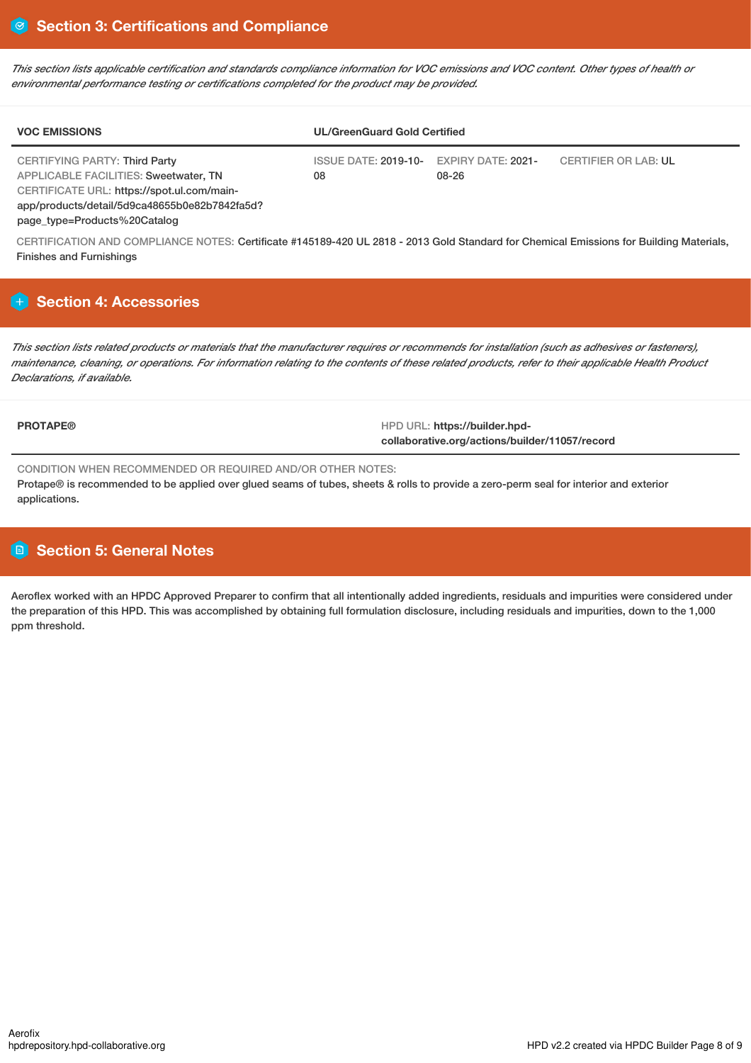## Section 3: Certifications and Compliance

*This section lists applicable certification and standards compliance information for VOC emissions and VOC content. Other types of health or environmental performance testing or certifications completed for the product may be provided.*

| VOC EMISSIONS | UL/GreenGuard Gold Certified | | |
|---|---|---|---|
| CERTIFYING PARTY: Third Party<br>APPLICABLE FACILITIES: Sweetwater, TN<br>CERTIFICATE URL: https://spot.ul.com/main-app/products/detail/5d9ca48655b0e82b7842fa5d?page_type=Products%20Catalog | ISSUE DATE: 2019-10-08 | EXPIRY DATE: 2021-08-26 | CERTIFIER OR LAB: UL |

CERTIFICATION AND COMPLIANCE NOTES: Certificate #145189-420 UL 2818 - 2013 Gold Standard for Chemical Emissions for Building Materials, Finishes and Furnishings

## Section 4: Accessories

*This section lists related products or materials that the manufacturer requires or recommends for installation (such as adhesives or fasteners), maintenance, cleaning, or operations. For information relating to the contents of these related products, refer to their applicable Health Product Declarations, if available.*

| PROTAPE® | HPD URL: **https://builder.hpd-collaborative.org/actions/builder/11057/record** |
|---|---|

CONDITION WHEN RECOMMENDED OR REQUIRED AND/OR OTHER NOTES:
Protape® is recommended to be applied over glued seams of tubes, sheets & rolls to provide a zero-perm seal for interior and exterior applications.

## Section 5: General Notes

Aeroflex worked with an HPDC Approved Preparer to confirm that all intentionally added ingredients, residuals and impurities were considered under the preparation of this HPD. This was accomplished by obtaining full formulation disclosure, including residuals and impurities, down to the 1,000 ppm threshold.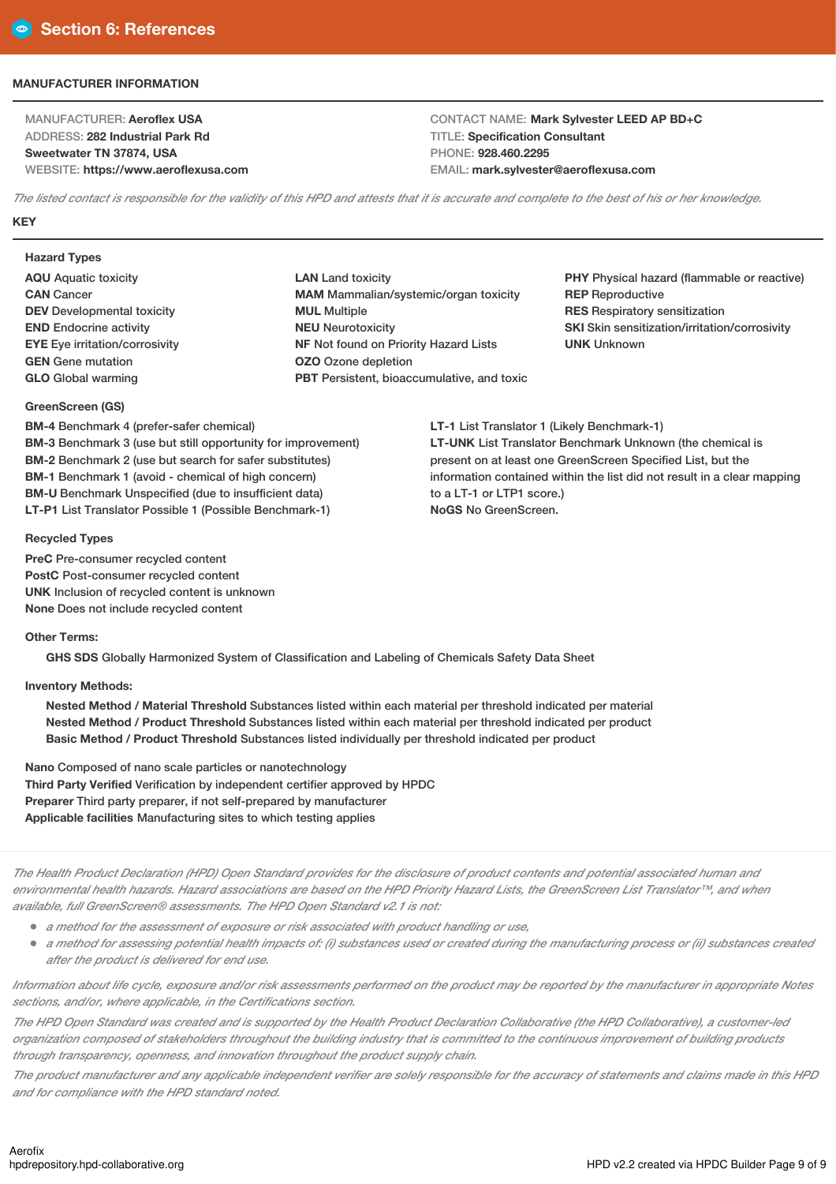# Section 6: References

## MANUFACTURER INFORMATION

MANUFACTURER: **Aeroflex USA**
ADDRESS: **282 Industrial Park Rd**
**Sweetwater TN 37874, USA**
WEBSITE: **https://www.aeroflexusa.com**

CONTACT NAME: **Mark Sylvester LEED AP BD+C**
TITLE: **Specification Consultant**
PHONE: **928.460.2295**
EMAIL: **mark.sylvester@aeroflexusa.com**

*The listed contact is responsible for the validity of this HPD and attests that it is accurate and complete to the best of his or her knowledge.*

## KEY

### Hazard Types

**AQU** Aquatic toxicity
**CAN** Cancer
**DEV** Developmental toxicity
**END** Endocrine activity
**EYE** Eye irritation/corrosivity
**GEN** Gene mutation
**GLO** Global warming
**LAN** Land toxicity
**MAM** Mammalian/systemic/organ toxicity
**MUL** Multiple
**NEU** Neurotoxicity
**NF** Not found on Priority Hazard Lists
**OZO** Ozone depletion
**PBT** Persistent, bioaccumulative, and toxic
**PHY** Physical hazard (flammable or reactive)
**REP** Reproductive
**RES** Respiratory sensitization
**SKI** Skin sensitization/irritation/corrosivity
**UNK** Unknown

### GreenScreen (GS)

**BM-4** Benchmark 4 (prefer-safer chemical)
**BM-3** Benchmark 3 (use but still opportunity for improvement)
**BM-2** Benchmark 2 (use but search for safer substitutes)
**BM-1** Benchmark 1 (avoid - chemical of high concern)
**BM-U** Benchmark Unspecified (due to insufficient data)
**LT-P1** List Translator Possible 1 (Possible Benchmark-1)
**LT-1** List Translator 1 (Likely Benchmark-1)
**LT-UNK** List Translator Benchmark Unknown (the chemical is present on at least one GreenScreen Specified List, but the information contained within the list did not result in a clear mapping to a LT-1 or LTP1 score.)
**NoGS** No GreenScreen.

### Recycled Types

**PreC** Pre-consumer recycled content
**PostC** Post-consumer recycled content
**UNK** Inclusion of recycled content is unknown
**None** Does not include recycled content

### Other Terms:

**GHS SDS** Globally Harmonized System of Classification and Labeling of Chemicals Safety Data Sheet

### Inventory Methods:

**Nested Method / Material Threshold** Substances listed within each material per threshold indicated per material
**Nested Method / Product Threshold** Substances listed within each material per threshold indicated per product
**Basic Method / Product Threshold** Substances listed individually per threshold indicated per product

**Nano** Composed of nano scale particles or nanotechnology
**Third Party Verified** Verification by independent certifier approved by HPDC
**Preparer** Third party preparer, if not self-prepared by manufacturer
**Applicable facilities** Manufacturing sites to which testing applies

*The Health Product Declaration (HPD) Open Standard provides for the disclosure of product contents and potential associated human and environmental health hazards. Hazard associations are based on the HPD Priority Hazard Lists, the GreenScreen List Translator™, and when available, full GreenScreen® assessments. The HPD Open Standard v2.1 is not:*

- *a method for the assessment of exposure or risk associated with product handling or use,*
- *a method for assessing potential health impacts of: (i) substances used or created during the manufacturing process or (ii) substances created after the product is delivered for end use.*

*Information about life cycle, exposure and/or risk assessments performed on the product may be reported by the manufacturer in appropriate Notes sections, and/or, where applicable, in the Certifications section.*

*The HPD Open Standard was created and is supported by the Health Product Declaration Collaborative (the HPD Collaborative), a customer-led organization composed of stakeholders throughout the building industry that is committed to the continuous improvement of building products through transparency, openness, and innovation throughout the product supply chain.*

*The product manufacturer and any applicable independent verifier are solely responsible for the accuracy of statements and claims made in this HPD and for compliance with the HPD standard noted.*